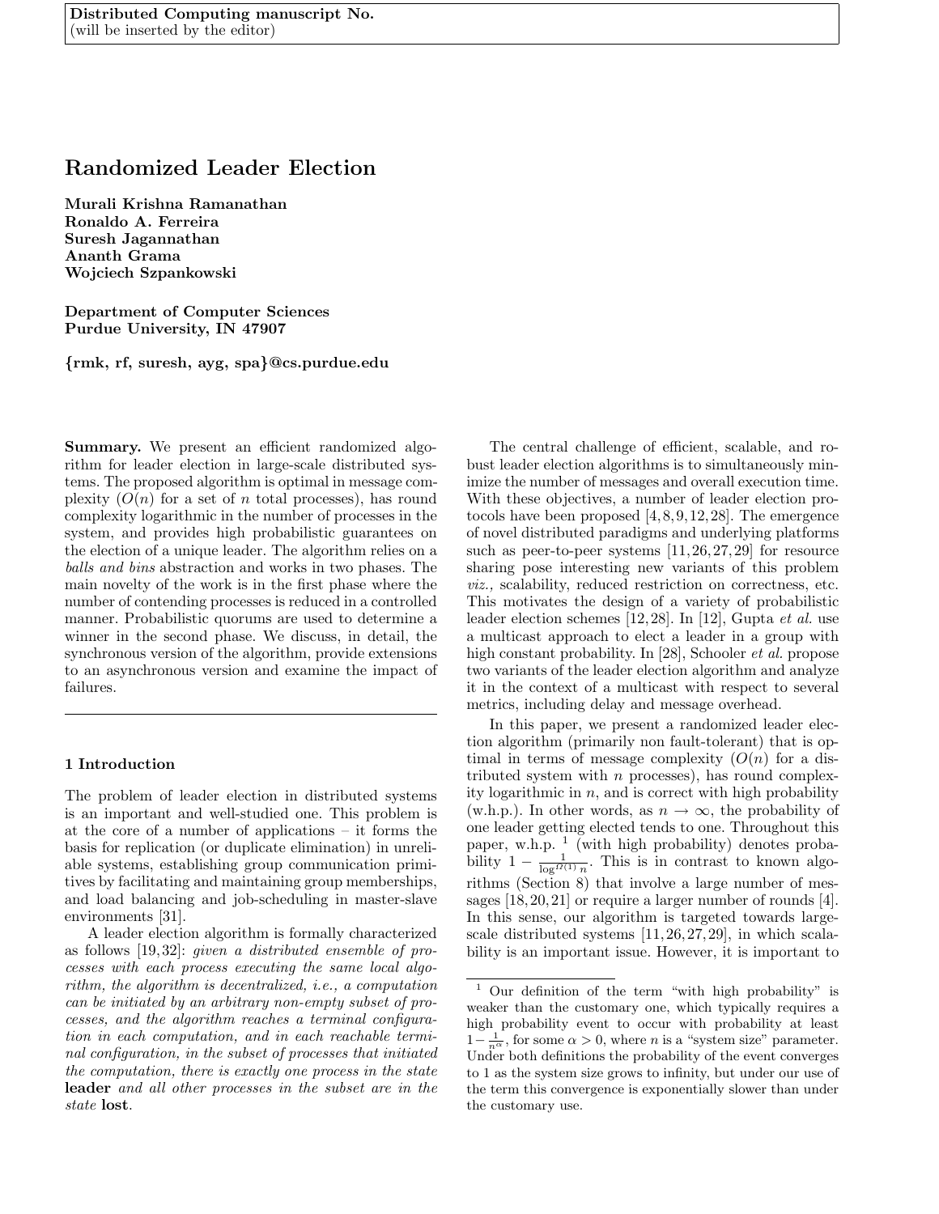**Distributed Computing manuscript No.**
(will be inserted by the editor)

# Randomized Leader Election

**Murali Krishna Ramanathan**
**Ronaldo A. Ferreira**
**Suresh Jagannathan**
**Ananth Grama**
**Wojciech Szpankowski**

**Department of Computer Sciences**
**Purdue University, IN 47907**

**{rmk, rf, suresh, ayg, spa}@cs.purdue.edu**

**Summary.** We present an efficient randomized algorithm for leader election in large-scale distributed systems. The proposed algorithm is optimal in message complexity ($O(n)$ for a set of $n$ total processes), has round complexity logarithmic in the number of processes in the system, and provides high probabilistic guarantees on the election of a unique leader. The algorithm relies on a *balls and bins* abstraction and works in two phases. The main novelty of the work is in the first phase where the number of contending processes is reduced in a controlled manner. Probabilistic quorums are used to determine a winner in the second phase. We discuss, in detail, the synchronous version of the algorithm, provide extensions to an asynchronous version and examine the impact of failures.

## 1 Introduction

The problem of leader election in distributed systems is an important and well-studied one. This problem is at the core of a number of applications – it forms the basis for replication (or duplicate elimination) in unreliable systems, establishing group communication primitives by facilitating and maintaining group memberships, and load balancing and job-scheduling in master-slave environments [31].

A leader election algorithm is formally characterized as follows [19,32]: *given a distributed ensemble of processes with each process executing the same local algorithm, the algorithm is decentralized, i.e., a computation can be initiated by an arbitrary non-empty subset of processes, and the algorithm reaches a terminal configuration in each computation, and in each reachable terminal configuration, in the subset of processes that initiated the computation, there is exactly one process in the state* **leader** *and all other processes in the subset are in the state* **lost**.

The central challenge of efficient, scalable, and robust leader election algorithms is to simultaneously minimize the number of messages and overall execution time. With these objectives, a number of leader election protocols have been proposed [4,8,9,12,28]. The emergence of novel distributed paradigms and underlying platforms such as peer-to-peer systems [11,26,27,29] for resource sharing pose interesting new variants of this problem *viz.,* scalability, reduced restriction on correctness, etc. This motivates the design of a variety of probabilistic leader election schemes [12,28]. In [12], Gupta *et al.* use a multicast approach to elect a leader in a group with high constant probability. In [28], Schooler *et al.* propose two variants of the leader election algorithm and analyze it in the context of a multicast with respect to several metrics, including delay and message overhead.

In this paper, we present a randomized leader election algorithm (primarily non fault-tolerant) that is optimal in terms of message complexity ($O(n)$ for a distributed system with $n$ processes), has round complexity logarithmic in $n$, and is correct with high probability (w.h.p.). In other words, as $n \to \infty$, the probability of one leader getting elected tends to one. Throughout this paper, w.h.p. [1] (with high probability) denotes probability $1 - \frac{1}{\log^{\Omega(1)} n}$. This is in contrast to known algorithms (Section 8) that involve a large number of messages [18,20,21] or require a larger number of rounds [4]. In this sense, our algorithm is targeted towards large-scale distributed systems [11,26,27,29], in which scalability is an important issue. However, it is important to

[1] Our definition of the term "with high probability" is weaker than the customary one, which typically requires a high probability event to occur with probability at least $1 - \frac{1}{n^{\alpha}}$, for some $\alpha > 0$, where $n$ is a "system size" parameter. Under both definitions the probability of the event converges to 1 as the system size grows to infinity, but under our use of the term this convergence is exponentially slower than under the customary use.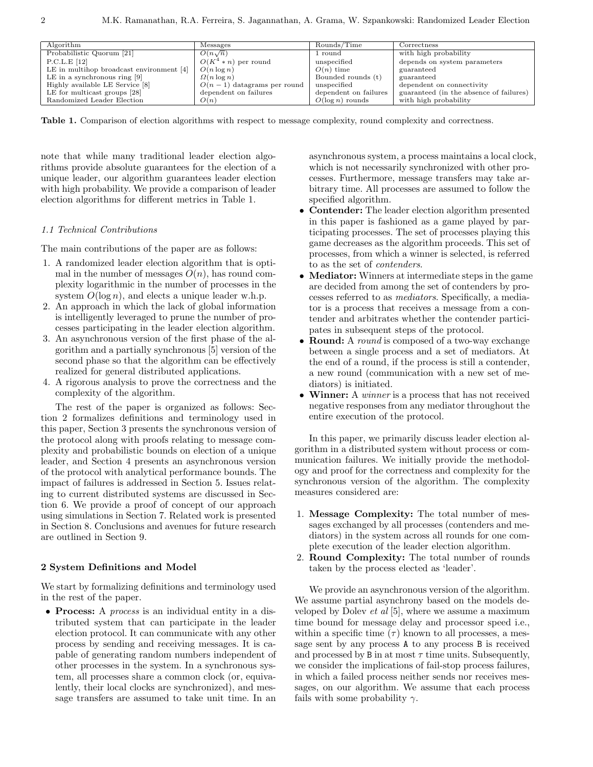| Algorithm | Messages | Rounds/Time | Correctness |
|---|---|---|---|
| Probabilistic Quorum [21] | $O(n\sqrt{n})$ | 1 round | with high probability |
| P.C.L.E [12] | $O(K^4 * n)$ per round | unspecified | depends on system parameters |
| LE in multihop broadcast environment [4] | $O(n \log n)$ | $O(n)$ time | guaranteed |
| LE in a synchronous ring [9] | $\Omega(n \log n)$ | Bounded rounds (t) | guaranteed |
| Highly available LE Service [8] | $O(n-1)$ datagrams per round | unspecified | dependent on connectivity |
| LE for multicast groups [28] | dependent on failures | dependent on failures | guaranteed (in the absence of failures) |
| Randomized Leader Election | $O(n)$ | $O(\log n)$ rounds | with high probability |

**Table 1.** Comparison of election algorithms with respect to message complexity, round complexity and correctness.

note that while many traditional leader election algorithms provide absolute guarantees for the election of a unique leader, our algorithm guarantees leader election with high probability. We provide a comparison of leader election algorithms for different metrics in Table 1.

### 1.1 Technical Contributions

The main contributions of the paper are as follows:

1. A randomized leader election algorithm that is optimal in the number of messages $O(n)$, has round complexity logarithmic in the number of processes in the system $O(\log n)$, and elects a unique leader w.h.p.
2. An approach in which the lack of global information is intelligently leveraged to prune the number of processes participating in the leader election algorithm.
3. An asynchronous version of the first phase of the algorithm and a partially synchronous [5] version of the second phase so that the algorithm can be effectively realized for general distributed applications.
4. A rigorous analysis to prove the correctness and the complexity of the algorithm.

The rest of the paper is organized as follows: Section 2 formalizes definitions and terminology used in this paper, Section 3 presents the synchronous version of the protocol along with proofs relating to message complexity and probabilistic bounds on election of a unique leader, and Section 4 presents an asynchronous version of the protocol with analytical performance bounds. The impact of failures is addressed in Section 5. Issues relating to current distributed systems are discussed in Section 6. We provide a proof of concept of our approach using simulations in Section 7. Related work is presented in Section 8. Conclusions and avenues for future research are outlined in Section 9.

## 2 System Definitions and Model

We start by formalizing definitions and terminology used in the rest of the paper.

- **Process:** A *process* is an individual entity in a distributed system that can participate in the leader election protocol. It can communicate with any other process by sending and receiving messages. It is capable of generating random numbers independent of other processes in the system. In a synchronous system, all processes share a common clock (or, equivalently, their local clocks are synchronized), and message transfers are assumed to take unit time. In an asynchronous system, a process maintains a local clock, which is not necessarily synchronized with other processes. Furthermore, message transfers may take arbitrary time. All processes are assumed to follow the specified algorithm.
- **Contender:** The leader election algorithm presented in this paper is fashioned as a game played by participating processes. The set of processes playing this game decreases as the algorithm proceeds. This set of processes, from which a winner is selected, is referred to as the set of *contenders*.
- **Mediator:** Winners at intermediate steps in the game are decided from among the set of contenders by processes referred to as *mediators*. Specifically, a mediator is a process that receives a message from a contender and arbitrates whether the contender participates in subsequent steps of the protocol.
- **Round:** A *round* is composed of a two-way exchange between a single process and a set of mediators. At the end of a round, if the process is still a contender, a new round (communication with a new set of mediators) is initiated.
- **Winner:** A *winner* is a process that has not received negative responses from any mediator throughout the entire execution of the protocol.

In this paper, we primarily discuss leader election algorithm in a distributed system without process or communication failures. We initially provide the methodology and proof for the correctness and complexity for the synchronous version of the algorithm. The complexity measures considered are:

1. **Message Complexity:** The total number of messages exchanged by all processes (contenders and mediators) in the system across all rounds for one complete execution of the leader election algorithm.
2. **Round Complexity:** The total number of rounds taken by the process elected as 'leader'.

We provide an asynchronous version of the algorithm. We assume partial asynchrony based on the models developed by Dolev *et al* [5], where we assume a maximum time bound for message delay and processor speed i.e., within a specific time ($\tau$) known to all processes, a message sent by any process A to any process B is received and processed by B in at most $\tau$ time units. Subsequently, we consider the implications of fail-stop process failures, in which a failed process neither sends nor receives messages, on our algorithm. We assume that each process fails with some probability $\gamma$.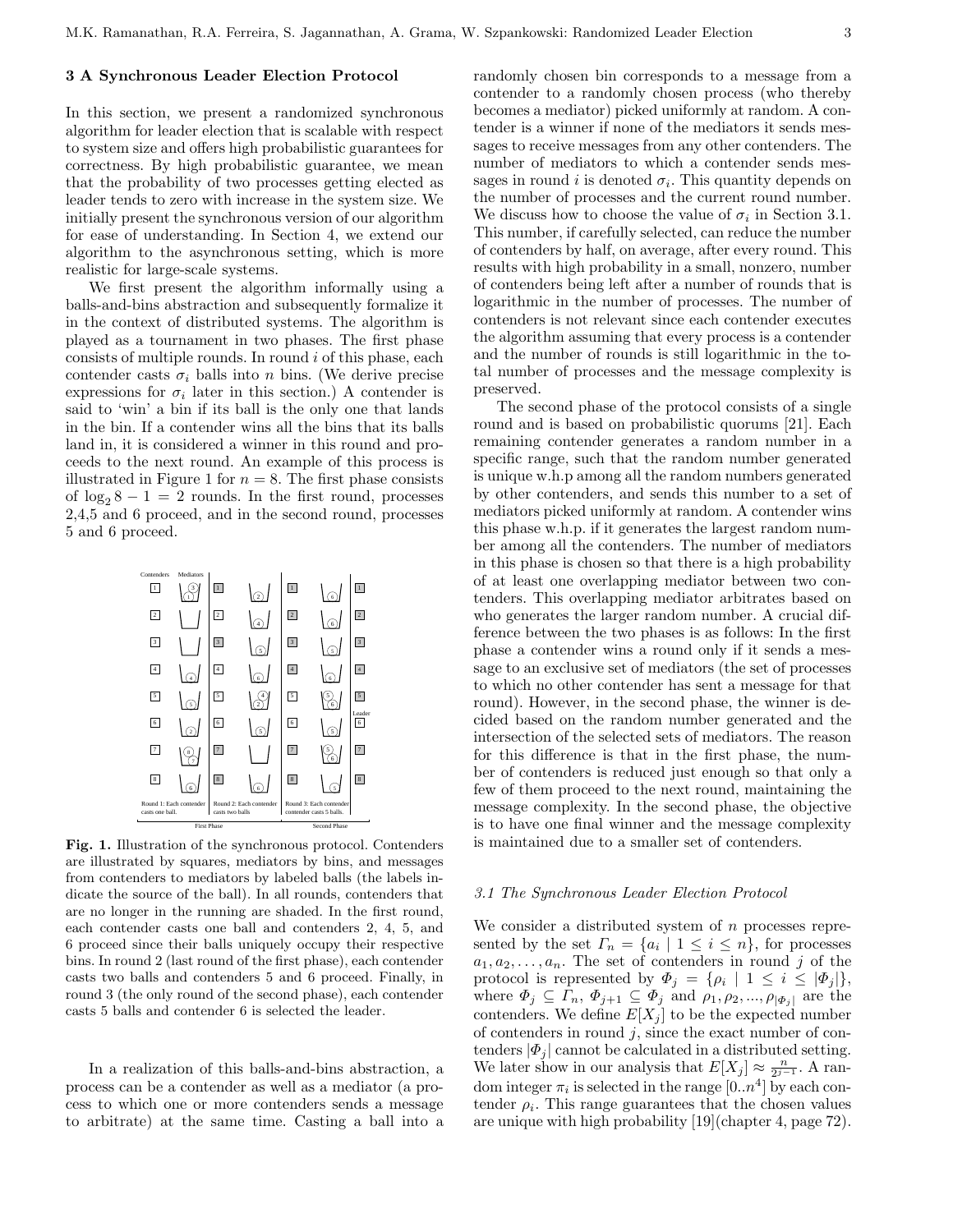## 3 A Synchronous Leader Election Protocol

In this section, we present a randomized synchronous algorithm for leader election that is scalable with respect to system size and offers high probabilistic guarantees for correctness. By high probabilistic guarantee, we mean that the probability of two processes getting elected as leader tends to zero with increase in the system size. We initially present the synchronous version of our algorithm for ease of understanding. In Section 4, we extend our algorithm to the asynchronous setting, which is more realistic for large-scale systems.

We first present the algorithm informally using a balls-and-bins abstraction and subsequently formalize it in the context of distributed systems. The algorithm is played as a tournament in two phases. The first phase consists of multiple rounds. In round $i$ of this phase, each contender casts $\sigma_i$ balls into $n$ bins. (We derive precise expressions for $\sigma_i$ later in this section.) A contender is said to 'win' a bin if its ball is the only one that lands in the bin. If a contender wins all the bins that its balls land in, it is considered a winner in this round and proceeds to the next round. An example of this process is illustrated in Figure 1 for $n = 8$. The first phase consists of $\log_2 8 - 1 = 2$ rounds. In the first round, processes 2,4,5 and 6 proceed, and in the second round, processes 5 and 6 proceed.

Fig. 1. Illustration of the synchronous protocol. Contenders are illustrated by squares, mediators by bins, and messages from contenders to mediators by labeled balls (the labels indicate the source of the ball). In all rounds, contenders that are no longer in the running are shaded. In the first round, each contender casts one ball and contenders 2, 4, 5, and 6 proceed since their balls uniquely occupy their respective bins. In round 2 (last round of the first phase), each contender casts two balls and contenders 5 and 6 proceed. Finally, in round 3 (the only round of the second phase), each contender casts 5 balls and contender 6 is selected the leader.

In a realization of this balls-and-bins abstraction, a process can be a contender as well as a mediator (a process to which one or more contenders sends a message to arbitrate) at the same time. Casting a ball into a randomly chosen bin corresponds to a message from a contender to a randomly chosen process (who thereby becomes a mediator) picked uniformly at random. A contender is a winner if none of the mediators it sends messages to receive messages from any other contenders. The number of mediators to which a contender sends messages in round $i$ is denoted $\sigma_i$. This quantity depends on the number of processes and the current round number. We discuss how to choose the value of $\sigma_i$ in Section 3.1. This number, if carefully selected, can reduce the number of contenders by half, on average, after every round. This results with high probability in a small, nonzero, number of contenders being left after a number of rounds that is logarithmic in the number of processes. The number of contenders is not relevant since each contender executes the algorithm assuming that every process is a contender and the number of rounds is still logarithmic in the total number of processes and the message complexity is preserved.

The second phase of the protocol consists of a single round and is based on probabilistic quorums [21]. Each remaining contender generates a random number in a specific range, such that the random number generated is unique w.h.p among all the random numbers generated by other contenders, and sends this number to a set of mediators picked uniformly at random. A contender wins this phase w.h.p. if it generates the largest random number among all the contenders. The number of mediators in this phase is chosen so that there is a high probability of at least one overlapping mediator between two contenders. This overlapping mediator arbitrates based on who generates the larger random number. A crucial difference between the two phases is as follows: In the first phase a contender wins a round only if it sends a message to an exclusive set of mediators (the set of processes to which no other contender has sent a message for that round). However, in the second phase, the winner is decided based on the random number generated and the intersection of the selected sets of mediators. The reason for this difference is that in the first phase, the number of contenders is reduced just enough so that only a few of them proceed to the next round, maintaining the message complexity. In the second phase, the objective is to have one final winner and the message complexity is maintained due to a smaller set of contenders.

### 3.1 The Synchronous Leader Election Protocol

We consider a distributed system of $n$ processes represented by the set $\Gamma_n = \{a_i \mid 1 \le i \le n\}$, for processes $a_1, a_2, \ldots, a_n$. The set of contenders in round $j$ of the protocol is represented by $\Phi_j = \{\rho_i \mid 1 \le i \le |\Phi_j|\}$, where $\Phi_j \subseteq \Gamma_n$, $\Phi_{j+1} \subseteq \Phi_j$ and $\rho_1, \rho_2, ..., \rho_{|\Phi_j|}$ are the contenders. We define $E[X_j]$ to be the expected number of contenders in round $j$, since the exact number of contenders $|\Phi_j|$ cannot be calculated in a distributed setting. We later show in our analysis that $E[X_j] \approx \frac{n}{2^{j-1}}$. A random integer $\pi_i$ is selected in the range $[0..n^4]$ by each contender $\rho_i$. This range guarantees that the chosen values are unique with high probability [19](chapter 4, page 72).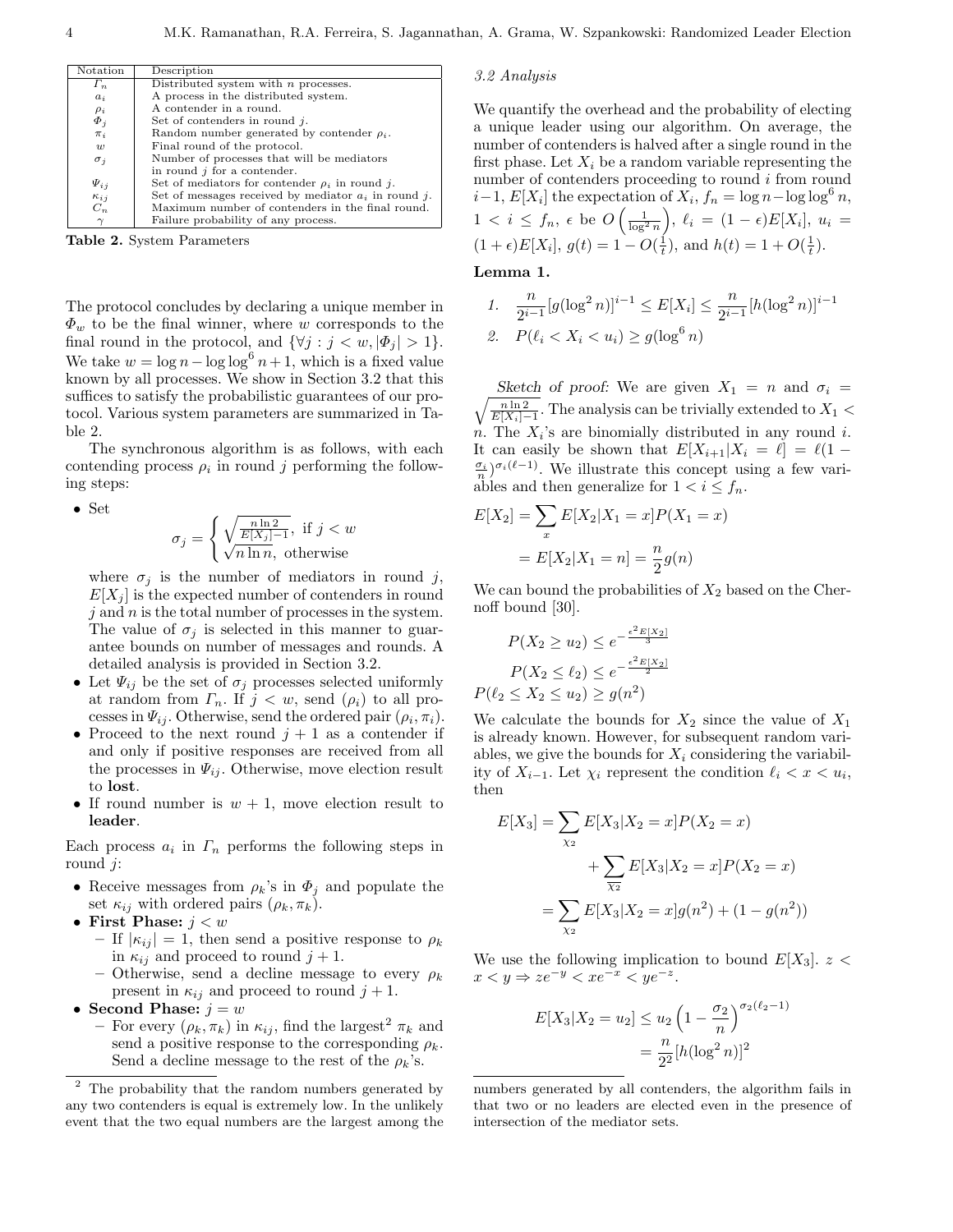| Notation | Description |
|---|---|
| $\Gamma_n$ | Distributed system with $n$ processes. |
| $a_i$ | A process in the distributed system. |
| $\rho_i$ | A contender in a round. |
| $\Phi_j$ | Set of contenders in round $j$. |
| $\pi_i$ | Random number generated by contender $\rho_i$. |
| $w$ | Final round of the protocol. |
| $\sigma_j$ | Number of processes that will be mediators in round $j$ for a contender. |
| $\Psi_{ij}$ | Set of mediators for contender $\rho_i$ in round $j$. |
| $\kappa_{ij}$ | Set of messages received by mediator $a_i$ in round $j$. |
| $C_n$ | Maximum number of contenders in the final round. |
| $\gamma$ | Failure probability of any process. |

**Table 2.** System Parameters

The protocol concludes by declaring a unique member in $\Phi_w$ to be the final winner, where $w$ corresponds to the final round in the protocol, and $\{\forall j : j < w, |\Phi_j| > 1\}$. We take $w = \log n - \log \log^6 n + 1$, which is a fixed value known by all processes. We show in Section 3.2 that this suffices to satisfy the probabilistic guarantees of our protocol. Various system parameters are summarized in Table 2.

The synchronous algorithm is as follows, with each contending process $\rho_i$ in round $j$ performing the following steps:

- Set
$$\sigma_j = \begin{cases} \sqrt{\frac{n \ln 2}{E[X_j]-1}}, & \text{if } j < w \\ \sqrt{n \ln n}, & \text{otherwise} \end{cases}$$
where $\sigma_j$ is the number of mediators in round $j$, $E[X_j]$ is the expected number of contenders in round $j$ and $n$ is the total number of processes in the system. The value of $\sigma_j$ is selected in this manner to guarantee bounds on number of messages and rounds. A detailed analysis is provided in Section 3.2.
- Let $\Psi_{ij}$ be the set of $\sigma_j$ processes selected uniformly at random from $\Gamma_n$. If $j < w$, send $(\rho_i)$ to all processes in $\Psi_{ij}$. Otherwise, send the ordered pair $(\rho_i, \pi_i)$.
- Proceed to the next round $j+1$ as a contender if and only if positive responses are received from all the processes in $\Psi_{ij}$. Otherwise, move election result to **lost**.
- If round number is $w+1$, move election result to **leader**.

Each process $a_i$ in $\Gamma_n$ performs the following steps in round $j$:

- Receive messages from $\rho_k$'s in $\Phi_j$ and populate the set $\kappa_{ij}$ with ordered pairs $(\rho_k, \pi_k)$.
- **First Phase:** $j < w$
  - If $|\kappa_{ij}| = 1$, then send a positive response to $\rho_k$ in $\kappa_{ij}$ and proceed to round $j+1$.
  - Otherwise, send a decline message to every $\rho_k$ present in $\kappa_{ij}$ and proceed to round $j+1$.
- **Second Phase:** $j = w$
  - For every $(\rho_k, \pi_k)$ in $\kappa_{ij}$, find the largest[2] $\pi_k$ and send a positive response to the corresponding $\rho_k$. Send a decline message to the rest of the $\rho_k$'s.

[2] The probability that the random numbers generated by any two contenders is equal is extremely low. In the unlikely event that the two equal numbers are the largest among the numbers generated by all contenders, the algorithm fails in that two or no leaders are elected even in the presence of intersection of the mediator sets.

### 3.2 Analysis

We quantify the overhead and the probability of electing a unique leader using our algorithm. On average, the number of contenders is halved after a single round in the first phase. Let $X_i$ be a random variable representing the number of contenders proceeding to round $i$ from round $i-1$, $E[X_i]$ the expectation of $X_i$, $f_n = \log n - \log \log^6 n$, $1 < i \le f_n$, $\epsilon$ be $O\left(\frac{1}{\log^2 n}\right)$, $\ell_i = (1-\epsilon)E[X_i]$, $u_i = (1+\epsilon)E[X_i]$, $g(t) = 1 - O(\frac{1}{t})$, and $h(t) = 1 + O(\frac{1}{t})$.

**Lemma 1.**

1. $\frac{n}{2^{i-1}}[g(\log^2 n)]^{i-1} \le E[X_i] \le \frac{n}{2^{i-1}}[h(\log^2 n)]^{i-1}$
2. $P(\ell_i < X_i < u_i) \ge g(\log^6 n)$

*Sketch of proof:* We are given $X_1 = n$ and $\sigma_i = \sqrt{\frac{n \ln 2}{E[X_i]-1}}$. The analysis can be trivially extended to $X_1 < n$. The $X_i$'s are binomially distributed in any round $i$. It can easily be shown that $E[X_{i+1}|X_i = \ell] = \ell(1 - \frac{\sigma_i}{n})^{\sigma_i(\ell-1)}$. We illustrate this concept using a few variables and then generalize for $1 < i \le f_n$.

$$\begin{aligned} E[X_2] &= \sum_x E[X_2|X_1 = x]P(X_1 = x) \\ &= E[X_2|X_1 = n] = \frac{n}{2}g(n) \end{aligned}$$

We can bound the probabilities of $X_2$ based on the Chernoff bound [30].

$$\begin{aligned} P(X_2 \ge u_2) &\le e^{-\frac{\epsilon^2 E[X_2]}{3}} \\ P(X_2 \le \ell_2) &\le e^{-\frac{\epsilon^2 E[X_2]}{2}} \\ P(\ell_2 \le X_2 \le u_2) &\ge g(n^2) \end{aligned}$$

We calculate the bounds for $X_2$ since the value of $X_1$ is already known. However, for subsequent random variables, we give the bounds for $X_i$ considering the variability of $X_{i-1}$. Let $\chi_i$ represent the condition $\ell_i < x < u_i$, then

$$\begin{aligned} E[X_3] &= \sum_{\chi_2} E[X_3|X_2 = x]P(X_2 = x) \\ &\quad + \sum_{\overline{\chi_2}} E[X_3|X_2 = x]P(X_2 = x) \\ &= \sum_{\chi_2} E[X_3|X_2 = x]g(n^2) + (1 - g(n^2)) \end{aligned}$$

We use the following implication to bound $E[X_3]$. $z < x < y \Rightarrow ze^{-y} < xe^{-x} < ye^{-z}$.

$$\begin{aligned} E[X_3|X_2 = u_2] &\le u_2\left(1 - \frac{\sigma_2}{n}\right)^{\sigma_2(\ell_2 - 1)} \\ &= \frac{n}{2^2}[h(\log^2 n)]^2 \end{aligned}$$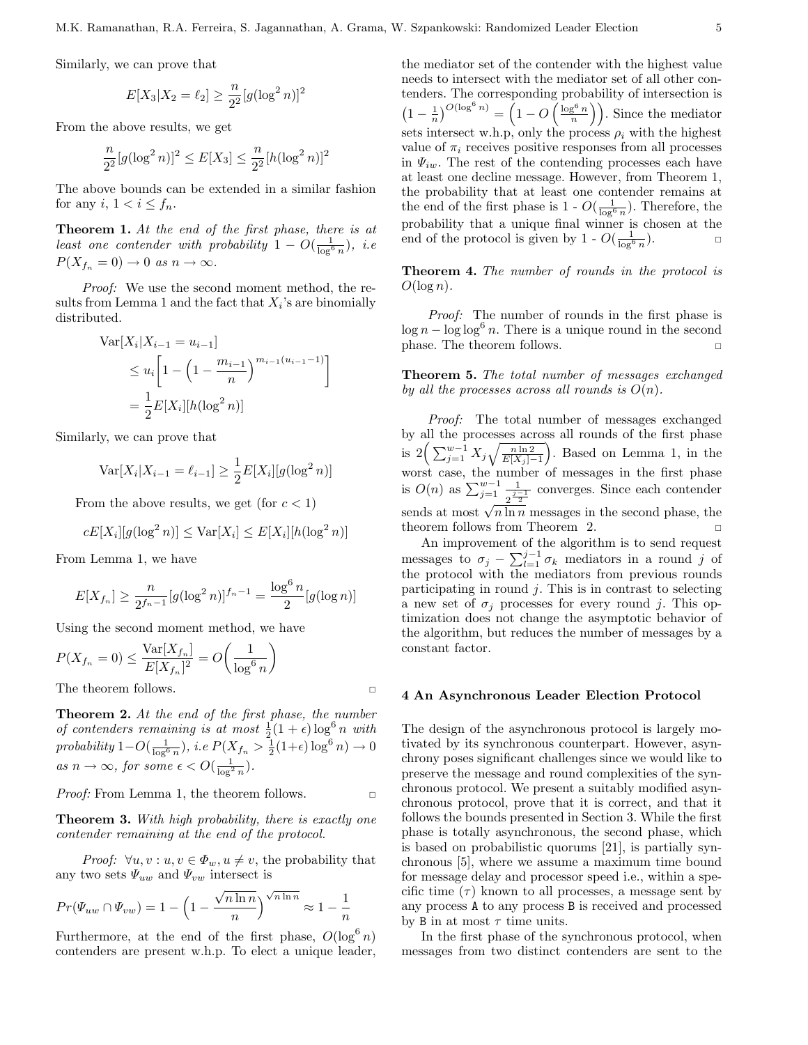Similarly, we can prove that

$$E[X_3|X_2 = \ell_2] \geq \frac{n}{2^2}[g(\log^2 n)]^2$$

From the above results, we get

$$\frac{n}{2^2}[g(\log^2 n)]^2 \leq E[X_3] \leq \frac{n}{2^2}[h(\log^2 n)]^2$$

The above bounds can be extended in a similar fashion for any $i$, $1 < i \leq f_n$.

**Theorem 1.** *At the end of the first phase, there is at least one contender with probability* $1 - O(\frac{1}{\log^6 n})$*, i.e* $P(X_{f_n} = 0) \to 0$ *as* $n \to \infty$*.*

*Proof:* We use the second moment method, the results from Lemma 1 and the fact that $X_i$'s are binomially distributed.

$$\begin{aligned}\text{Var}[X_i|X_{i-1} = u_{i-1}] \\ &\leq u_i\left[1 - \left(1 - \frac{m_{i-1}}{n}\right)^{m_{i-1}(u_{i-1}-1)}\right] \\ &= \frac{1}{2}E[X_i][h(\log^2 n)]\end{aligned}$$

Similarly, we can prove that

$$\text{Var}[X_i|X_{i-1} = \ell_{i-1}] \geq \frac{1}{2}E[X_i][g(\log^2 n)]$$

From the above results, we get (for $c < 1$)

$$cE[X_i][g(\log^2 n)] \leq \text{Var}[X_i] \leq E[X_i][h(\log^2 n)]$$

From Lemma 1, we have

$$E[X_{f_n}] \geq \frac{n}{2^{f_n - 1}}[g(\log^2 n)]^{f_n - 1} = \frac{\log^6 n}{2}[g(\log n)]$$

Using the second moment method, we have

$$P(X_{f_n} = 0) \leq \frac{\text{Var}[X_{f_n}]}{E[X_{f_n}]^2} = O\left(\frac{1}{\log^6 n}\right)$$

The theorem follows. □

**Theorem 2.** *At the end of the first phase, the number of contenders remaining is at most* $\frac{1}{2}(1+\epsilon)\log^6 n$ *with probability* $1 - O(\frac{1}{\log^6 n})$*, i.e* $P(X_{f_n} > \frac{1}{2}(1+\epsilon)\log^6 n) \to 0$ *as* $n \to \infty$*, for some* $\epsilon < O(\frac{1}{\log^2 n})$*.*

*Proof:* From Lemma 1, the theorem follows. □

**Theorem 3.** *With high probability, there is exactly one contender remaining at the end of the protocol.*

*Proof:* $\forall u, v : u, v \in \Phi_w, u \neq v$, the probability that any two sets $\Psi_{uw}$ and $\Psi_{vw}$ intersect is

$$Pr(\Psi_{uw} \cap \Psi_{vw}) = 1 - \left(1 - \frac{\sqrt{n \ln n}}{n}\right)^{\sqrt{n \ln n}} \approx 1 - \frac{1}{n}$$

Furthermore, at the end of the first phase, $O(\log^6 n)$ contenders are present w.h.p. To elect a unique leader, the mediator set of the contender with the highest value needs to intersect with the mediator set of all other contenders. The corresponding probability of intersection is $\left(1 - \frac{1}{n}\right)^{O(\log^6 n)} = \left(1 - O\left(\frac{\log^6 n}{n}\right)\right)$. Since the mediator sets intersect w.h.p, only the process $\rho_i$ with the highest value of $\pi_i$ receives positive responses from all processes in $\Psi_{iw}$. The rest of the contending processes each have at least one decline message. However, from Theorem 1, the probability that at least one contender remains at the end of the first phase is 1 - $O(\frac{1}{\log^6 n})$. Therefore, the probability that a unique final winner is chosen at the end of the protocol is given by 1 - $O(\frac{1}{\log^6 n})$. □

**Theorem 4.** *The number of rounds in the protocol is* $O(\log n)$*.*

*Proof:* The number of rounds in the first phase is $\log n - \log \log^6 n$. There is a unique round in the second phase. The theorem follows. □

**Theorem 5.** *The total number of messages exchanged by all the processes across all rounds is* $O(n)$*.*

*Proof:* The total number of messages exchanged by all the processes across all rounds of the first phase is $2\left(\sum_{j=1}^{w-1} X_j \sqrt{\frac{n \ln 2}{E[X_j]-1}}\right)$. Based on Lemma 1, in the worst case, the number of messages in the first phase is $O(n)$ as $\sum_{j=1}^{w-1} \frac{1}{2^{\frac{j-1}{2}}}$ converges. Since each contender sends at most $\sqrt{n \ln n}$ messages in the second phase, the theorem follows from Theorem 2. □

An improvement of the algorithm is to send request messages to $\sigma_j - \sum_{l=1}^{j-1} \sigma_k$ mediators in a round $j$ of the protocol with the mediators from previous rounds participating in round $j$. This is in contrast to selecting a new set of $\sigma_j$ processes for every round $j$. This optimization does not change the asymptotic behavior of the algorithm, but reduces the number of messages by a constant factor.

## 4 An Asynchronous Leader Election Protocol

The design of the asynchronous protocol is largely motivated by its synchronous counterpart. However, asynchrony poses significant challenges since we would like to preserve the message and round complexities of the synchronous protocol. We present a suitably modified asynchronous protocol, prove that it is correct, and that it follows the bounds presented in Section 3. While the first phase is totally asynchronous, the second phase, which is based on probabilistic quorums [21], is partially synchronous [5], where we assume a maximum time bound for message delay and processor speed i.e., within a specific time ($\tau$) known to all processes, a message sent by any process A to any process B is received and processed by B in at most $\tau$ time units.

In the first phase of the synchronous protocol, when messages from two distinct contenders are sent to the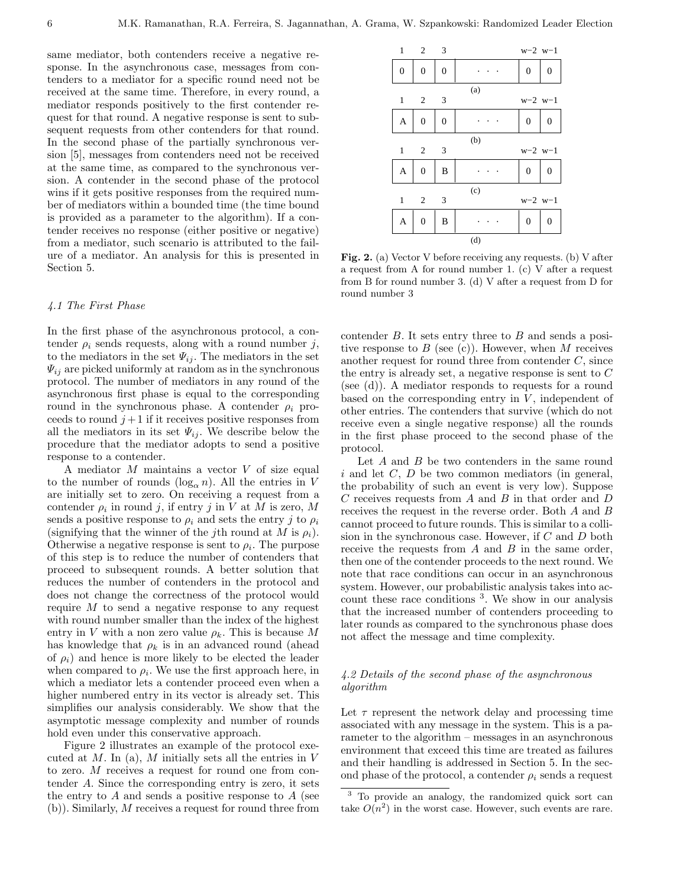same mediator, both contenders receive a negative response. In the asynchronous case, messages from contenders to a mediator for a specific round need not be received at the same time. Therefore, in every round, a mediator responds positively to the first contender request for that round. A negative response is sent to subsequent requests from other contenders for that round. In the second phase of the partially synchronous version [5], messages from contenders need not be received at the same time, as compared to the synchronous version. A contender in the second phase of the protocol wins if it gets positive responses from the required number of mediators within a bounded time (the time bound is provided as a parameter to the algorithm). If a contender receives no response (either positive or negative) from a mediator, such scenario is attributed to the failure of a mediator. An analysis for this is presented in Section 5.

### 4.1 The First Phase

In the first phase of the asynchronous protocol, a contender $\rho_i$ sends requests, along with a round number $j$, to the mediators in the set $\Psi_{ij}$. The mediators in the set $\Psi_{ij}$ are picked uniformly at random as in the synchronous protocol. The number of mediators in any round of the asynchronous first phase is equal to the corresponding round in the synchronous phase. A contender $\rho_i$ proceeds to round $j+1$ if it receives positive responses from all the mediators in its set $\Psi_{ij}$. We describe below the procedure that the mediator adopts to send a positive response to a contender.

A mediator $M$ maintains a vector $V$ of size equal to the number of rounds ($\log_\alpha n$). All the entries in $V$ are initially set to zero. On receiving a request from a contender $\rho_i$ in round $j$, if entry $j$ in $V$ at $M$ is zero, $M$ sends a positive response to $\rho_i$ and sets the entry $j$ to $\rho_i$ (signifying that the winner of the $j$th round at $M$ is $\rho_i$). Otherwise a negative response is sent to $\rho_i$. The purpose of this step is to reduce the number of contenders that proceed to subsequent rounds. A better solution that reduces the number of contenders in the protocol and does not change the correctness of the protocol would require $M$ to send a negative response to any request with round number smaller than the index of the highest entry in $V$ with a non zero value $\rho_k$. This is because $M$ has knowledge that $\rho_k$ is in an advanced round (ahead of $\rho_i$) and hence is more likely to be elected the leader when compared to $\rho_i$. We use the first approach here, in which a mediator lets a contender proceed even when a higher numbered entry in its vector is already set. This simplifies our analysis considerably. We show that the asymptotic message complexity and number of rounds hold even under this conservative approach.

Figure 2 illustrates an example of the protocol executed at $M$. In (a), $M$ initially sets all the entries in $V$ to zero. $M$ receives a request for round one from contender $A$. Since the corresponding entry is zero, it sets the entry to $A$ and sends a positive response to $A$ (see (b)). Similarly, $M$ receives a request for round three from contender $B$. It sets entry three to $B$ and sends a positive response to $B$ (see (c)). However, when $M$ receives another request for round three from contender $C$, since the entry is already set, a negative response is sent to $C$ (see (d)). A mediator responds to requests for a round based on the corresponding entry in $V$, independent of other entries. The contenders that survive (which do not receive even a single negative response) all the rounds in the first phase proceed to the second phase of the protocol.

| 1 | 2 | 3 | | w−2 | w−1 |
|---|---|---|---|---|---|
| 0 | 0 | 0 | · · · | 0 | 0 |

(a)

| 1 | 2 | 3 | | w−2 | w−1 |
|---|---|---|---|---|---|
| A | 0 | 0 | · · · | 0 | 0 |

(b)

| 1 | 2 | 3 | | w−2 | w−1 |
|---|---|---|---|---|---|
| A | 0 | B | · · · | 0 | 0 |

(c)

| 1 | 2 | 3 | | w−2 | w−1 |
|---|---|---|---|---|---|
| A | 0 | B | · · · | 0 | 0 |

(d)

**Fig. 2.** (a) Vector V before receiving any requests. (b) V after a request from A for round number 1. (c) V after a request from B for round number 3. (d) V after a request from D for round number 3

Let $A$ and $B$ be two contenders in the same round $i$ and let $C$, $D$ be two common mediators (in general, the probability of such an event is very low). Suppose $C$ receives requests from $A$ and $B$ in that order and $D$ receives the request in the reverse order. Both $A$ and $B$ cannot proceed to future rounds. This is similar to a collision in the synchronous case. However, if $C$ and $D$ both receive the requests from $A$ and $B$ in the same order, then one of the contender proceeds to the next round. We note that race conditions can occur in an asynchronous system. However, our probabilistic analysis takes into account these race conditions [3]. We show in our analysis that the increased number of contenders proceeding to later rounds as compared to the synchronous phase does not affect the message and time complexity.

### 4.2 Details of the second phase of the asynchronous algorithm

Let $\tau$ represent the network delay and processing time associated with any message in the system. This is a parameter to the algorithm – messages in an asynchronous environment that exceed this time are treated as failures and their handling is addressed in Section 5. In the second phase of the protocol, a contender $\rho_i$ sends a request

[3] To provide an analogy, the randomized quick sort can take $O(n^2)$ in the worst case. However, such events are rare.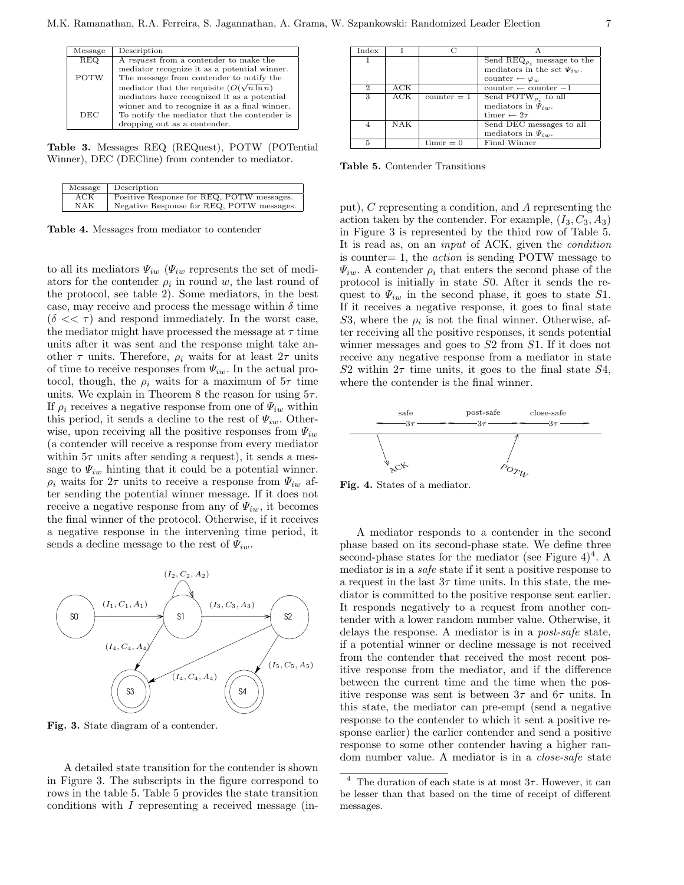| Message | Description |
|---|---|
| REQ | A *request* from a contender to make the mediator recognize it as a potential winner. |
| POTW | The message from contender to notify the mediator that the requisite ($O(\sqrt{n \ln n})$) mediators have recognized it as a potential winner and to recognize it as a final winner. |
| DEC | To notify the mediator that the contender is dropping out as a contender. |

**Table 3.** Messages REQ (REQuest), POTW (POTential Winner), DEC (DECline) from contender to mediator.

| Message | Description |
|---|---|
| ACK | Positive Response for REQ, POTW messages. |
| NAK | Negative Response for REQ, POTW messages. |

**Table 4.** Messages from mediator to contender

to all its mediators $\Psi_{iw}$ ($\Psi_{iw}$ represents the set of mediators for the contender $\rho_i$ in round $w$, the last round of the protocol, see table 2). Some mediators, in the best case, may receive and process the message within $\delta$ time ($\delta << \tau$) and respond immediately. In the worst case, the mediator might have processed the message at $\tau$ time units after it was sent and the response might take another $\tau$ units. Therefore, $\rho_i$ waits for at least $2\tau$ units of time to receive responses from $\Psi_{iw}$. In the actual protocol, though, the $\rho_i$ waits for a maximum of $5\tau$ time units. We explain in Theorem 8 the reason for using $5\tau$. If $\rho_i$ receives a negative response from one of $\Psi_{iw}$ within this period, it sends a decline to the rest of $\Psi_{iw}$. Otherwise, upon receiving all the positive responses from $\Psi_{iw}$ (a contender will receive a response from every mediator within $5\tau$ units after sending a request), it sends a message to $\Psi_{iw}$ hinting that it could be a potential winner. $\rho_i$ waits for $2\tau$ units to receive a response from $\Psi_{iw}$ after sending the potential winner message. If it does not receive a negative response from any of $\Psi_{iw}$, it becomes the final winner of the protocol. Otherwise, if it receives a negative response in the intervening time period, it sends a decline message to the rest of $\Psi_{iw}$.

**Fig. 3.** State diagram of a contender.

A detailed state transition for the contender is shown in Figure 3. The subscripts in the figure correspond to rows in the table 5. Table 5 provides the state transition conditions with $I$ representing a received message (input), $C$ representing a condition, and $A$ representing the action taken by the contender. For example, $(I_3, C_3, A_3)$ in Figure 3 is represented by the third row of Table 5. It is read as, on an *input* of ACK, given the *condition* is counter= 1, the *action* is sending POTW message to $\Psi_{iw}$. A contender $\rho_i$ that enters the second phase of the protocol is initially in state $S0$. After it sends the request to $\Psi_{iw}$ in the second phase, it goes to state $S1$. If it receives a negative response, it goes to final state $S3$, where the $\rho_i$ is not the final winner. Otherwise, after receiving all the positive responses, it sends potential winner messages and goes to $S2$ from $S1$. If it does not receive any negative response from a mediator in state $S2$ within $2\tau$ time units, it goes to the final state $S4$, where the contender is the final winner.

| Index | I | C | A |
|---|---|---|---|
| 1 | | | Send $\text{REQ}_{\rho_i}$ message to the mediators in the set $\Psi_{iw}$. counter $\leftarrow \varphi_w$ |
| 2 | ACK | | counter $\leftarrow$ counter $-1$ |
| 3 | ACK | counter = 1 | Send $\text{POTW}_{\rho_i}$ to all mediators in $\Psi_{iw}$. timer $\leftarrow 2\tau$ |
| 4 | NAK | | Send DEC messages to all mediators in $\Psi_{iw}$. |
| 5 | | timer = 0 | Final Winner |

**Table 5.** Contender Transitions

**Fig. 4.** States of a mediator.

A mediator responds to a contender in the second phase based on its second-phase state. We define three second-phase states for the mediator (see Figure 4)[4]. A mediator is in a *safe* state if it sent a positive response to a request in the last $3\tau$ time units. In this state, the mediator is committed to the positive response sent earlier. It responds negatively to a request from another contender with a lower random number value. Otherwise, it delays the response. A mediator is in a *post-safe* state, if a potential winner or decline message is not received from the contender that received the most recent positive response from the mediator, and if the difference between the current time and the time when the positive response was sent is between $3\tau$ and $6\tau$ units. In this state, the mediator can pre-empt (send a negative response to the contender to which it sent a positive response earlier) the earlier contender and send a positive response to some other contender having a higher random number value. A mediator is in a *close-safe* state

[4] The duration of each state is at most $3\tau$. However, it can be lesser than that based on the time of receipt of different messages.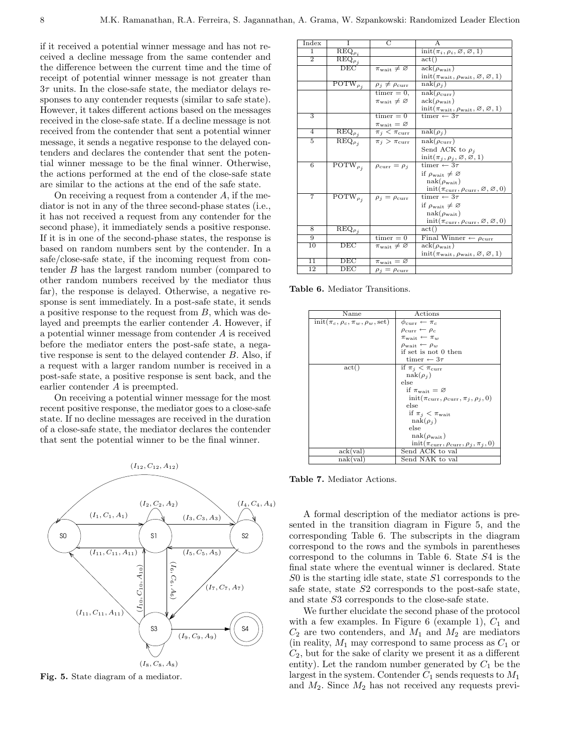if it received a potential winner message and has not received a decline message from the same contender and the difference between the current time and the time of receipt of potential winner message is not greater than $3\tau$ units. In the close-safe state, the mediator delays responses to any contender requests (similar to safe state). However, it takes different actions based on the messages received in the close-safe state. If a decline message is not received from the contender that sent a potential winner message, it sends a negative response to the delayed contenders and declares the contender that sent the potential winner message to be the final winner. Otherwise, the actions performed at the end of the close-safe state are similar to the actions at the end of the safe state.

On receiving a request from a contender $A$, if the mediator is not in any of the three second-phase states (i.e., it has not received a request from any contender for the second phase), it immediately sends a positive response. If it is in one of the second-phase states, the response is based on random numbers sent by the contender. In a safe/close-safe state, if the incoming request from contender $B$ has the largest random number (compared to other random numbers received by the mediator thus far), the response is delayed. Otherwise, a negative response is sent immediately. In a post-safe state, it sends a positive response to the request from $B$, which was delayed and preempts the earlier contender $A$. However, if a potential winner message from contender $A$ is received before the mediator enters the post-safe state, a negative response is sent to the delayed contender $B$. Also, if a request with a larger random number is received in a post-safe state, a positive response is sent back, and the earlier contender $A$ is preempted.

On receiving a potential winner message for the most recent positive response, the mediator goes to a close-safe state. If no decline messages are received in the duration of a close-safe state, the mediator declares the contender that sent the potential winner to be the final winner.

$(I_{12}, C_{12}, A_{12})$
$(I_2, C_2, A_2)$
$(I_4, C_4, A_4)$
$(I_1, C_1, A_1)$
$(I_3, C_3, A_3)$
S0
S1
S2
$(I_{11}, C_{11}, A_{11})$
$(I_5, C_5, A_5)$
$(I_{10}, C_{10}, A_{10})$
$(I_6, C_6, A_6)$
$(I_7, C_7, A_7)$
$(I_{11}, C_{11}, A_{11})$
S3
S4
$(I_9, C_9, A_9)$
$(I_8, C_8, A_8)$

**Fig. 5.** State diagram of a mediator.

| Index | I | C | A |
|---|---|---|---|
| 1 | $\text{REQ}_{\rho_i}$ | | $\text{init}(\pi_i, \rho_i, \varnothing, \varnothing, 1)$ |
| 2 | $\text{REQ}_{\rho_j}$ | | $\text{act}()$ |
| | DEC | $\pi_{\text{wait}} \neq \varnothing$ | $\text{ack}(\rho_{\text{wait}})$ <br> $\text{init}(\pi_{\text{wait}}, \rho_{\text{wait}}, \varnothing, \varnothing, 1)$ |
| | $\text{POTW}_{\rho_j}$ | $\rho_j \neq \rho_{\text{curr}}$ | $\text{nak}(\rho_j)$ |
| | | timer $= 0$, <br> $\pi_{\text{wait}} \neq \varnothing$ | $\text{nak}(\rho_{\text{curr}})$ <br> $\text{ack}(\rho_{\text{wait}})$ <br> $\text{init}(\pi_{\text{wait}}, \rho_{\text{wait}}, \varnothing, \varnothing, 1)$ |
| 3 | | timer $= 0$ <br> $\pi_{\text{wait}} = \varnothing$ | timer $\leftarrow 3\tau$ |
| 4 | $\text{REQ}_{\rho_j}$ | $\pi_j < \pi_{\text{curr}}$ | $\text{nak}(\rho_j)$ |
| 5 | $\text{REQ}_{\rho_j}$ | $\pi_j > \pi_{\text{curr}}$ | $\text{nak}(\rho_{\text{curr}})$ <br> Send ACK to $\rho_j$ <br> $\text{init}(\pi_j, \rho_j, \varnothing, \varnothing, 1)$ |
| 6 | $\text{POTW}_{\rho_j}$ | $\rho_{\text{curr}} = \rho_j$ | timer $\leftarrow 3\tau$ <br> if $\rho_{\text{wait}} \neq \varnothing$ <br> $\text{nak}(\rho_{\text{wait}})$ <br> $\text{init}(\pi_{\text{curr}}, \rho_{\text{curr}}, \varnothing, \varnothing, 0)$ |
| 7 | $\text{POTW}_{\rho_j}$ | $\rho_j = \rho_{\text{curr}}$ | timer $\leftarrow 3\tau$ <br> if $\rho_{\text{wait}} \neq \varnothing$ <br> $\text{nak}(\rho_{\text{wait}})$ <br> $\text{init}(\pi_{\text{curr}}, \rho_{\text{curr}}, \varnothing, \varnothing, 0)$ |
| 8 | $\text{REQ}_{\rho_j}$ | | $\text{act}()$ |
| 9 | | timer $= 0$ | Final Winner $\leftarrow \rho_{\text{curr}}$ |
| 10 | DEC | $\pi_{\text{wait}} \neq \varnothing$ | $\text{ack}(\rho_{\text{wait}})$ <br> $\text{init}(\pi_{\text{wait}}, \rho_{\text{wait}}, \varnothing, \varnothing, 1)$ |
| 11 | DEC | $\pi_{\text{wait}} = \varnothing$ | |
| 12 | DEC | $\rho_j = \rho_{\text{curr}}$ | |

**Table 6.** Mediator Transitions.

| Name | Actions |
|---|---|
| $\text{init}(\pi_c, \rho_c, \pi_w, \rho_w, \text{set})$ | $\phi_{\text{curr}} \leftarrow \pi_c$ <br> $\rho_{\text{curr}} \leftarrow \rho_c$ <br> $\pi_{\text{wait}} \leftarrow \pi_w$ <br> $\rho_{\text{wait}} \leftarrow \rho_w$ <br> if set is not 0 then <br> timer $\leftarrow 3\tau$ |
| $\text{act}()$ | if $\pi_j < \pi_{\text{curr}}$ <br> $\text{nak}(\rho_j)$ <br> else <br> if $\pi_{\text{wait}} = \varnothing$ <br> $\text{init}(\pi_{\text{curr}}, \rho_{\text{curr}}, \pi_j, \rho_j, 0)$ <br> else <br> if $\pi_j < \pi_{\text{wait}}$ <br> $\text{nak}(\rho_j)$ <br> else <br> $\text{nak}(\rho_{\text{wait}})$ <br> $\text{init}(\pi_{\text{curr}}, \rho_{\text{curr}}, \rho_j, \pi_j, 0)$ |
| ack(val) | Send ACK to val |
| nak(val) | Send NAK to val |

**Table 7.** Mediator Actions.

A formal description of the mediator actions is presented in the transition diagram in Figure 5, and the corresponding Table 6. The subscripts in the diagram correspond to the rows and the symbols in parentheses correspond to the columns in Table 6. State $S4$ is the final state where the eventual winner is declared. State $S0$ is the starting idle state, state $S1$ corresponds to the safe state, state $S2$ corresponds to the post-safe state, and state $S3$ corresponds to the close-safe state.

We further elucidate the second phase of the protocol with a few examples. In Figure 6 (example 1), $C_1$ and $C_2$ are two contenders, and $M_1$ and $M_2$ are mediators (in reality, $M_1$ may correspond to same process as $C_1$ or $C_2$, but for the sake of clarity we present it as a different entity). Let the random number generated by $C_1$ be the largest in the system. Contender $C_1$ sends requests to $M_1$ and $M_2$. Since $M_2$ has not received any requests previ-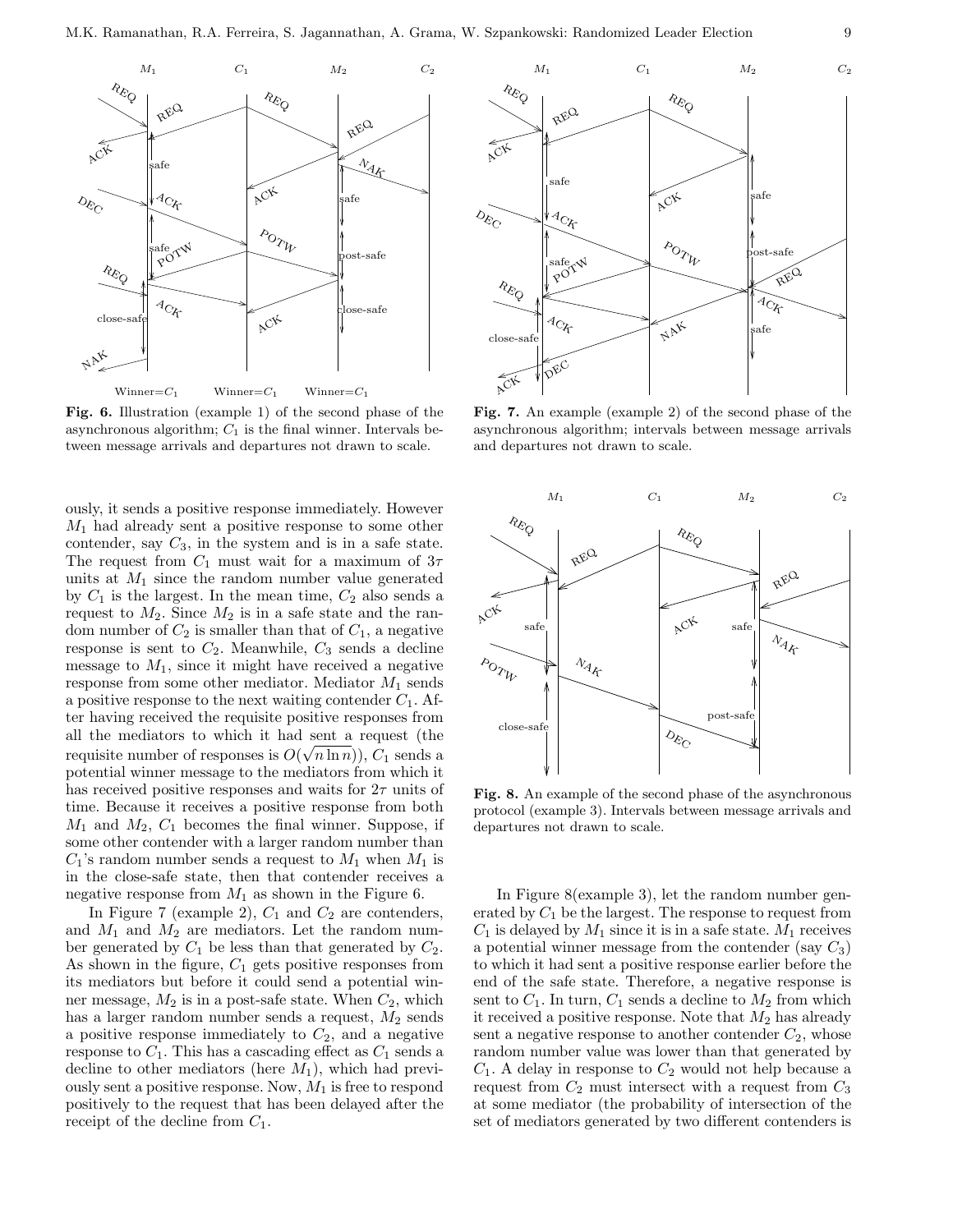**Fig. 6.** Illustration (example 1) of the second phase of the asynchronous algorithm; $C_1$ is the final winner. Intervals between message arrivals and departures not drawn to scale.

**Fig. 7.** An example (example 2) of the second phase of the asynchronous algorithm; intervals between message arrivals and departures not drawn to scale.

ously, it sends a positive response immediately. However $M_1$ had already sent a positive response to some other contender, say $C_3$, in the system and is in a safe state. The request from $C_1$ must wait for a maximum of $3\tau$ units at $M_1$ since the random number value generated by $C_1$ is the largest. In the mean time, $C_2$ also sends a request to $M_2$. Since $M_2$ is in a safe state and the random number of $C_2$ is smaller than that of $C_1$, a negative response is sent to $C_2$. Meanwhile, $C_3$ sends a decline message to $M_1$, since it might have received a negative response from some other mediator. Mediator $M_1$ sends a positive response to the next waiting contender $C_1$. After having received the requisite positive responses from all the mediators to which it had sent a request (the requisite number of responses is $O(\sqrt{n \ln n})$), $C_1$ sends a potential winner message to the mediators from which it has received positive responses and waits for $2\tau$ units of time. Because it receives a positive response from both $M_1$ and $M_2$, $C_1$ becomes the final winner. Suppose, if some other contender with a larger random number than $C_1$'s random number sends a request to $M_1$ when $M_1$ is in the close-safe state, then that contender receives a negative response from $M_1$ as shown in the Figure 6.

In Figure 7 (example 2), $C_1$ and $C_2$ are contenders, and $M_1$ and $M_2$ are mediators. Let the random number generated by $C_1$ be less than that generated by $C_2$. As shown in the figure, $C_1$ gets positive responses from its mediators but before it could send a potential winner message, $M_2$ is in a post-safe state. When $C_2$, which has a larger random number sends a request, $M_2$ sends a positive response immediately to $C_2$, and a negative response to $C_1$. This has a cascading effect as $C_1$ sends a decline to other mediators (here $M_1$), which had previously sent a positive response. Now, $M_1$ is free to respond positively to the request that has been delayed after the receipt of the decline from $C_1$.

**Fig. 8.** An example of the second phase of the asynchronous protocol (example 3). Intervals between message arrivals and departures not drawn to scale.

In Figure 8(example 3), let the random number generated by $C_1$ be the largest. The response to request from $C_1$ is delayed by $M_1$ since it is in a safe state. $M_1$ receives a potential winner message from the contender (say $C_3$) to which it had sent a positive response earlier before the end of the safe state. Therefore, a negative response is sent to $C_1$. In turn, $C_1$ sends a decline to $M_2$ from which it received a positive response. Note that $M_2$ has already sent a negative response to another contender $C_2$, whose random number value was lower than that generated by $C_1$. A delay in response to $C_2$ would not help because a request from $C_2$ must intersect with a request from $C_3$ at some mediator (the probability of intersection of the set of mediators generated by two different contenders is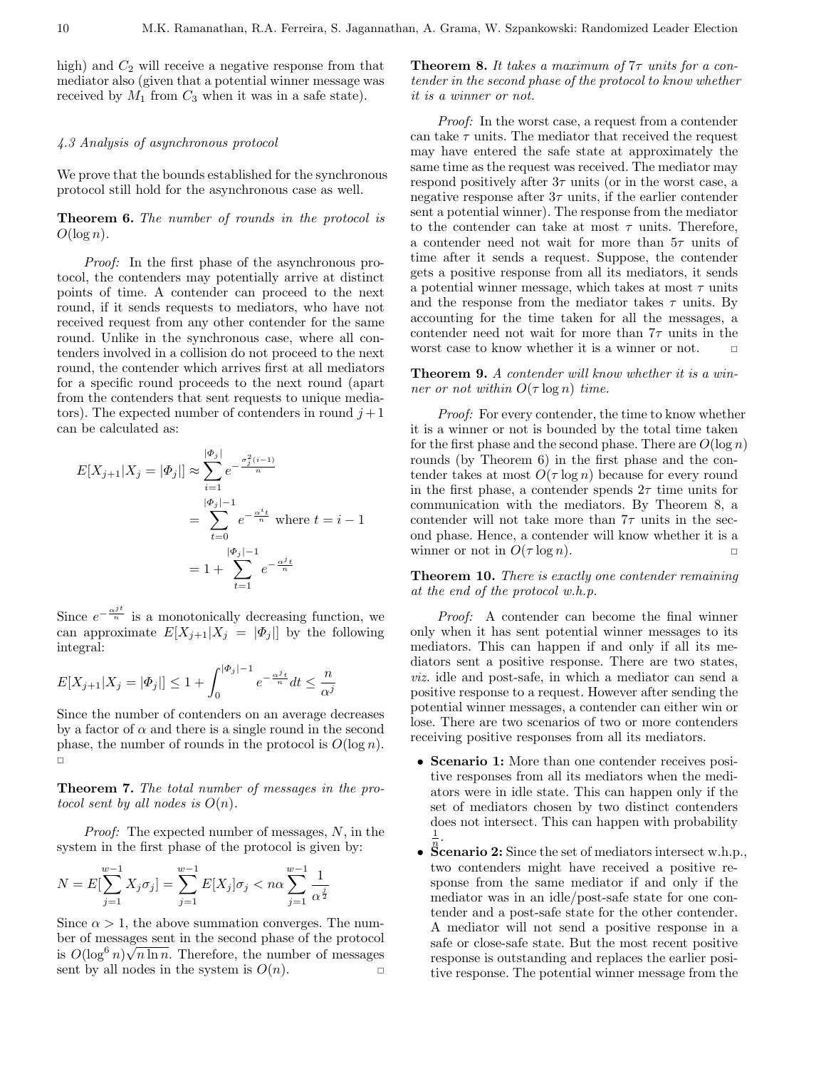high) and $C_2$ will receive a negative response from that mediator also (given that a potential winner message was received by $M_1$ from $C_3$ when it was in a safe state).

### *4.3 Analysis of asynchronous protocol*

We prove that the bounds established for the synchronous protocol still hold for the asynchronous case as well.

**Theorem 6.** *The number of rounds in the protocol is $O(\log n)$.*

*Proof:* In the first phase of the asynchronous protocol, the contenders may potentially arrive at distinct points of time. A contender can proceed to the next round, if it sends requests to mediators, who have not received request from any other contender for the same round. Unlike in the synchronous case, where all contenders involved in a collision do not proceed to the next round, the contender which arrives first at all mediators for a specific round proceeds to the next round (apart from the contenders that sent requests to unique mediators). The expected number of contenders in round $j+1$ can be calculated as:

$$
\begin{aligned}
E[X_{j+1}|X_j = |\Phi_j|] &\approx \sum_{i=1}^{|\Phi_j|} e^{-\frac{\sigma_j^2(i-1)}{n}} \\
&= \sum_{t=0}^{|\Phi_j|-1} e^{-\frac{\alpha^j t}{n}} \text{ where } t = i-1 \\
&= 1 + \sum_{t=1}^{|\Phi_j|-1} e^{-\frac{\alpha^j t}{n}}
\end{aligned}
$$

Since $e^{-\frac{\alpha^j t}{n}}$ is a monotonically decreasing function, we can approximate $E[X_{j+1}|X_j = |\Phi_j|]$ by the following integral:

$$
E[X_{j+1}|X_j = |\Phi_j|] \leq 1 + \int_0^{|\Phi_j|-1} e^{-\frac{\alpha^j t}{n}} dt \leq \frac{n}{\alpha^j}
$$

Since the number of contenders on an average decreases by a factor of $\alpha$ and there is a single round in the second phase, the number of rounds in the protocol is $O(\log n)$. □

**Theorem 7.** *The total number of messages in the protocol sent by all nodes is $O(n)$.*

*Proof:* The expected number of messages, $N$, in the system in the first phase of the protocol is given by:

$$
N = E[\sum_{j=1}^{w-1} X_j \sigma_j] = \sum_{j=1}^{w-1} E[X_j]\sigma_j < n\alpha \sum_{j=1}^{w-1} \frac{1}{\alpha^{\frac{j}{2}}}
$$

Since $\alpha > 1$, the above summation converges. The number of messages sent in the second phase of the protocol is $O(\log^6 n)\sqrt{n \ln n}$. Therefore, the number of messages sent by all nodes in the system is $O(n)$. □

**Theorem 8.** *It takes a maximum of $7\tau$ units for a contender in the second phase of the protocol to know whether it is a winner or not.*

*Proof:* In the worst case, a request from a contender can take $\tau$ units. The mediator that received the request may have entered the safe state at approximately the same time as the request was received. The mediator may respond positively after $3\tau$ units (or in the worst case, a negative response after $3\tau$ units, if the earlier contender sent a potential winner). The response from the mediator to the contender can take at most $\tau$ units. Therefore, a contender need not wait for more than $5\tau$ units of time after it sends a request. Suppose, the contender gets a positive response from all its mediators, it sends a potential winner message, which takes at most $\tau$ units and the response from the mediator takes $\tau$ units. By accounting for the time taken for all the messages, a contender need not wait for more than $7\tau$ units in the worst case to know whether it is a winner or not. □

**Theorem 9.** *A contender will know whether it is a winner or not within $O(\tau \log n)$ time.*

*Proof:* For every contender, the time to know whether it is a winner or not is bounded by the total time taken for the first phase and the second phase. There are $O(\log n)$ rounds (by Theorem 6) in the first phase and the contender takes at most $O(\tau \log n)$ because for every round in the first phase, a contender spends $2\tau$ time units for communication with the mediators. By Theorem 8, a contender will not take more than $7\tau$ units in the second phase. Hence, a contender will know whether it is a winner or not in $O(\tau \log n)$. □

**Theorem 10.** *There is exactly one contender remaining at the end of the protocol w.h.p.*

*Proof:* A contender can become the final winner only when it has sent potential winner messages to its mediators. This can happen if and only if all its mediators sent a positive response. There are two states, *viz.* idle and post-safe, in which a mediator can send a positive response to a request. However after sending the potential winner messages, a contender can either win or lose. There are two scenarios of two or more contenders receiving positive responses from all its mediators.

- **Scenario 1:** More than one contender receives positive responses from all its mediators when the mediators were in idle state. This can happen only if the set of mediators chosen by two distinct contenders does not intersect. This can happen with probability $\frac{1}{n}$.
- **Scenario 2:** Since the set of mediators intersect w.h.p., two contenders might have received a positive response from the same mediator if and only if the mediator was in an idle/post-safe state for one contender and a post-safe state for the other contender. A mediator will not send a positive response in a safe or close-safe state. But the most recent positive response is outstanding and replaces the earlier positive response. The potential winner message from the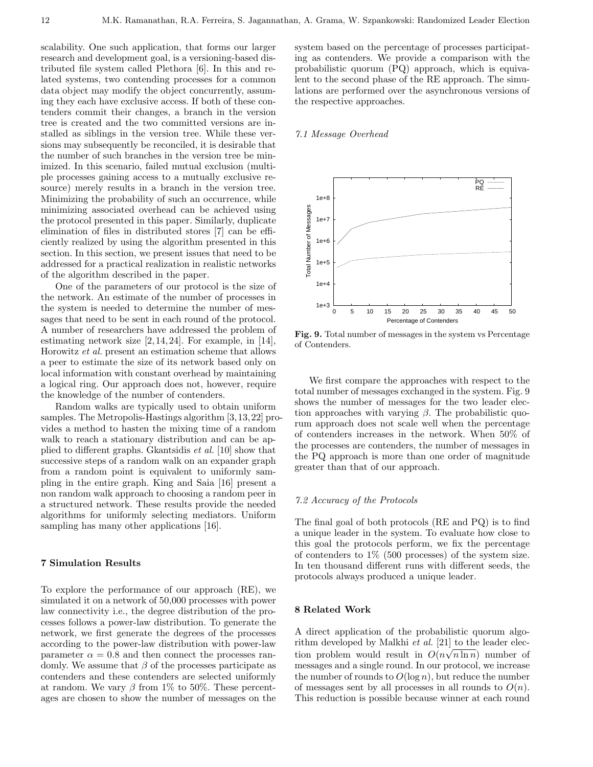scalability. One such application, that forms our larger research and development goal, is a versioning-based distributed file system called Plethora [6]. In this and related systems, two contending processes for a common data object may modify the object concurrently, assuming they each have exclusive access. If both of these contenders commit their changes, a branch in the version tree is created and the two committed versions are installed as siblings in the version tree. While these versions may subsequently be reconciled, it is desirable that the number of such branches in the version tree be minimized. In this scenario, failed mutual exclusion (multiple processes gaining access to a mutually exclusive resource) merely results in a branch in the version tree. Minimizing the probability of such an occurrence, while minimizing associated overhead can be achieved using the protocol presented in this paper. Similarly, duplicate elimination of files in distributed stores [7] can be efficiently realized by using the algorithm presented in this section. In this section, we present issues that need to be addressed for a practical realization in realistic networks of the algorithm described in the paper.

One of the parameters of our protocol is the size of the network. An estimate of the number of processes in the system is needed to determine the number of messages that need to be sent in each round of the protocol. A number of researchers have addressed the problem of estimating network size [2,14,24]. For example, in [14], Horowitz *et al.* present an estimation scheme that allows a peer to estimate the size of its network based only on local information with constant overhead by maintaining a logical ring. Our approach does not, however, require the knowledge of the number of contenders.

Random walks are typically used to obtain uniform samples. The Metropolis-Hastings algorithm [3,13,22] provides a method to hasten the mixing time of a random walk to reach a stationary distribution and can be applied to different graphs. Gkantsidis *et al.* [10] show that successive steps of a random walk on an expander graph from a random point is equivalent to uniformly sampling in the entire graph. King and Saia [16] present a non random walk approach to choosing a random peer in a structured network. These results provide the needed algorithms for uniformly selecting mediators. Uniform sampling has many other applications [16].

## 7 Simulation Results

To explore the performance of our approach (RE), we simulated it on a network of 50,000 processes with power law connectivity i.e., the degree distribution of the processes follows a power-law distribution. To generate the network, we first generate the degrees of the processes according to the power-law distribution with power-law parameter $\alpha = 0.8$ and then connect the processes randomly. We assume that $\beta$ of the processes participate as contenders and these contenders are selected uniformly at random. We vary $\beta$ from 1% to 50%. These percentages are chosen to show the number of messages on the system based on the percentage of processes participating as contenders. We provide a comparison with the probabilistic quorum (PQ) approach, which is equivalent to the second phase of the RE approach. The simulations are performed over the asynchronous versions of the respective approaches.

### 7.1 Message Overhead

**Fig. 9.** Total number of messages in the system vs Percentage of Contenders.

We first compare the approaches with respect to the total number of messages exchanged in the system. Fig. 9 shows the number of messages for the two leader election approaches with varying $\beta$. The probabilistic quorum approach does not scale well when the percentage of contenders increases in the network. When 50% of the processes are contenders, the number of messages in the PQ approach is more than one order of magnitude greater than that of our approach.

### 7.2 Accuracy of the Protocols

The final goal of both protocols (RE and PQ) is to find a unique leader in the system. To evaluate how close to this goal the protocols perform, we fix the percentage of contenders to 1% (500 processes) of the system size. In ten thousand different runs with different seeds, the protocols always produced a unique leader.

## 8 Related Work

A direct application of the probabilistic quorum algorithm developed by Malkhi *et al.* [21] to the leader election problem would result in $O(n\sqrt{n \ln n})$ number of messages and a single round. In our protocol, we increase the number of rounds to $O(\log n)$, but reduce the number of messages sent by all processes in all rounds to $O(n)$. This reduction is possible because winner at each round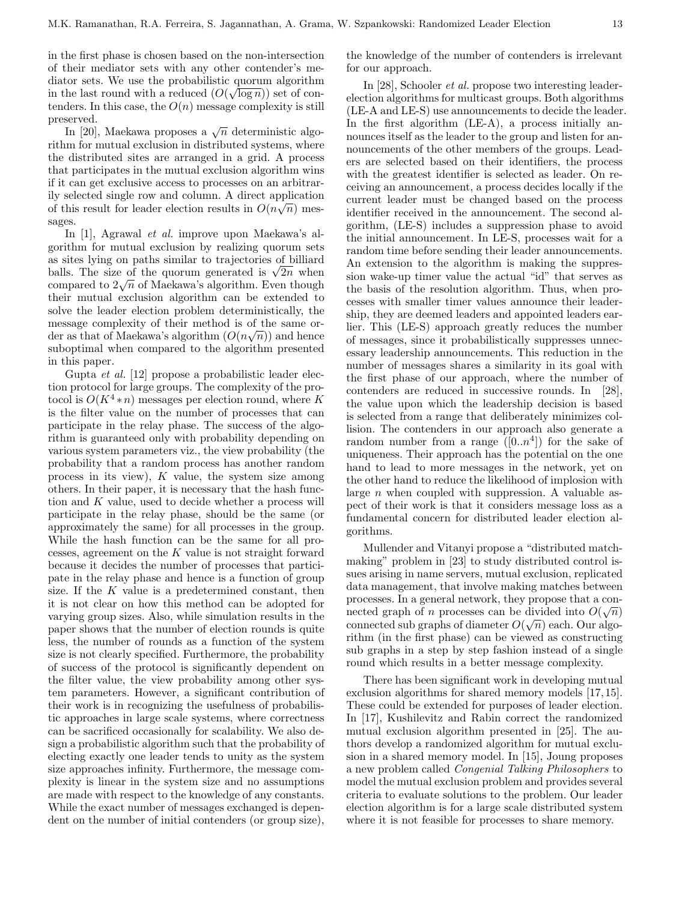in the first phase is chosen based on the non-intersection of their mediator sets with any other contender's mediator sets. We use the probabilistic quorum algorithm in the last round with a reduced ($O(\sqrt{\log n})$) set of contenders. In this case, the $O(n)$ message complexity is still preserved.

In [20], Maekawa proposes a $\sqrt{n}$ deterministic algorithm for mutual exclusion in distributed systems, where the distributed sites are arranged in a grid. A process that participates in the mutual exclusion algorithm wins if it can get exclusive access to processes on an arbitrarily selected single row and column. A direct application of this result for leader election results in $O(n\sqrt{n})$ messages.

In [1], Agrawal *et al.* improve upon Maekawa's algorithm for mutual exclusion by realizing quorum sets as sites lying on paths similar to trajectories of billiard balls. The size of the quorum generated is $\sqrt{2n}$ when compared to $2\sqrt{n}$ of Maekawa's algorithm. Even though their mutual exclusion algorithm can be extended to solve the leader election problem deterministically, the message complexity of their method is of the same order as that of Maekawa's algorithm ($O(n\sqrt{n})$) and hence suboptimal when compared to the algorithm presented in this paper.

Gupta *et al.* [12] propose a probabilistic leader election protocol for large groups. The complexity of the protocol is $O(K^4 * n)$ messages per election round, where $K$ is the filter value on the number of processes that can participate in the relay phase. The success of the algorithm is guaranteed only with probability depending on various system parameters viz., the view probability (the probability that a random process has another random process in its view), $K$ value, the system size among others. In their paper, it is necessary that the hash function and $K$ value, used to decide whether a process will participate in the relay phase, should be the same (or approximately the same) for all processes in the group. While the hash function can be the same for all processes, agreement on the $K$ value is not straight forward because it decides the number of processes that participate in the relay phase and hence is a function of group size. If the $K$ value is a predetermined constant, then it is not clear on how this method can be adopted for varying group sizes. Also, while simulation results in the paper shows that the number of election rounds is quite less, the number of rounds as a function of the system size is not clearly specified. Furthermore, the probability of success of the protocol is significantly dependent on the filter value, the view probability among other system parameters. However, a significant contribution of their work is in recognizing the usefulness of probabilistic approaches in large scale systems, where correctness can be sacrificed occasionally for scalability. We also design a probabilistic algorithm such that the probability of electing exactly one leader tends to unity as the system size approaches infinity. Furthermore, the message complexity is linear in the system size and no assumptions are made with respect to the knowledge of any constants. While the exact number of messages exchanged is dependent on the number of initial contenders (or group size), the knowledge of the number of contenders is irrelevant for our approach.

In [28], Schooler *et al.* propose two interesting leader-election algorithms for multicast groups. Both algorithms (LE-A and LE-S) use announcements to decide the leader. In the first algorithm (LE-A), a process initially announces itself as the leader to the group and listen for announcements of the other members of the groups. Leaders are selected based on their identifiers, the process with the greatest identifier is selected as leader. On receiving an announcement, a process decides locally if the current leader must be changed based on the process identifier received in the announcement. The second algorithm, (LE-S) includes a suppression phase to avoid the initial announcement. In LE-S, processes wait for a random time before sending their leader announcements. An extension to the algorithm is making the suppression wake-up timer value the actual "id" that serves as the basis of the resolution algorithm. Thus, when processes with smaller timer values announce their leadership, they are deemed leaders and appointed leaders earlier. This (LE-S) approach greatly reduces the number of messages, since it probabilistically suppresses unnecessary leadership announcements. This reduction in the number of messages shares a similarity in its goal with the first phase of our approach, where the number of contenders are reduced in successive rounds. In [28], the value upon which the leadership decision is based is selected from a range that deliberately minimizes collision. The contenders in our approach also generate a random number from a range ($[0..n^4]$) for the sake of uniqueness. Their approach has the potential on the one hand to lead to more messages in the network, yet on the other hand to reduce the likelihood of implosion with large $n$ when coupled with suppression. A valuable aspect of their work is that it considers message loss as a fundamental concern for distributed leader election algorithms.

Mullender and Vitanyi propose a "distributed matchmaking" problem in [23] to study distributed control issues arising in name servers, mutual exclusion, replicated data management, that involve making matches between processes. In a general network, they propose that a connected graph of $n$ processes can be divided into $O(\sqrt{n})$ connected sub graphs of diameter $O(\sqrt{n})$ each. Our algorithm (in the first phase) can be viewed as constructing sub graphs in a step by step fashion instead of a single round which results in a better message complexity.

There has been significant work in developing mutual exclusion algorithms for shared memory models [17,15]. These could be extended for purposes of leader election. In [17], Kushilevitz and Rabin correct the randomized mutual exclusion algorithm presented in [25]. The authors develop a randomized algorithm for mutual exclusion in a shared memory model. In [15], Joung proposes a new problem called *Congenial Talking Philosophers* to model the mutual exclusion problem and provides several criteria to evaluate solutions to the problem. Our leader election algorithm is for a large scale distributed system where it is not feasible for processes to share memory.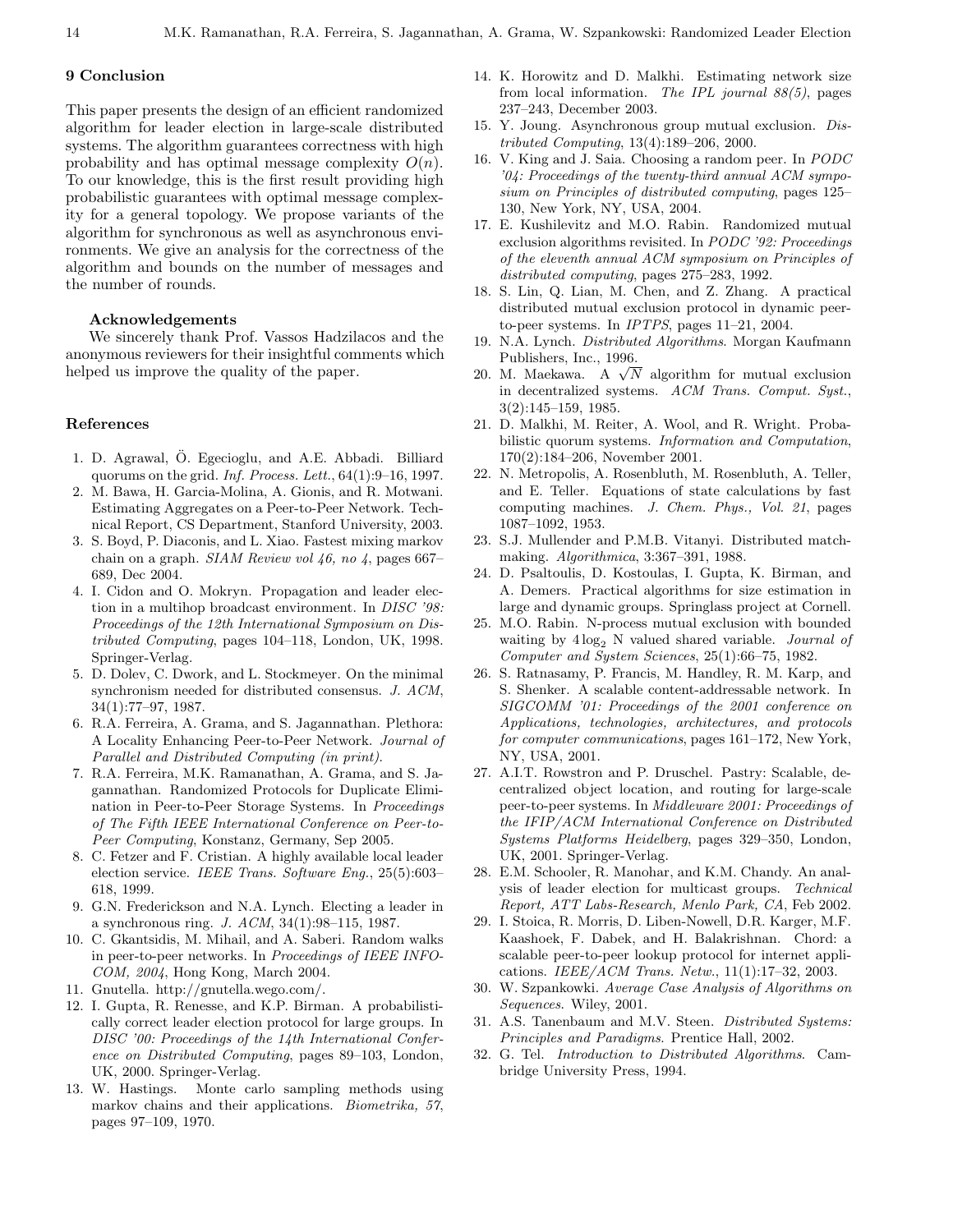## 9 Conclusion

This paper presents the design of an efficient randomized algorithm for leader election in large-scale distributed systems. The algorithm guarantees correctness with high probability and has optimal message complexity $O(n)$. To our knowledge, this is the first result providing high probabilistic guarantees with optimal message complexity for a general topology. We propose variants of the algorithm for synchronous as well as asynchronous environments. We give an analysis for the correctness of the algorithm and bounds on the number of messages and the number of rounds.

### Acknowledgements

We sincerely thank Prof. Vassos Hadzilacos and the anonymous reviewers for their insightful comments which helped us improve the quality of the paper.

## References

1. D. Agrawal, Ö. Egecioglu, and A.E. Abbadi. Billiard quorums on the grid. *Inf. Process. Lett.*, 64(1):9–16, 1997.
2. M. Bawa, H. Garcia-Molina, A. Gionis, and R. Motwani. Estimating Aggregates on a Peer-to-Peer Network. Technical Report, CS Department, Stanford University, 2003.
3. S. Boyd, P. Diaconis, and L. Xiao. Fastest mixing markov chain on a graph. *SIAM Review vol 46, no 4*, pages 667–689, Dec 2004.
4. I. Cidon and O. Mokryn. Propagation and leader election in a multihop broadcast environment. In *DISC '98: Proceedings of the 12th International Symposium on Distributed Computing*, pages 104–118, London, UK, 1998. Springer-Verlag.
5. D. Dolev, C. Dwork, and L. Stockmeyer. On the minimal synchronism needed for distributed consensus. *J. ACM*, 34(1):77–97, 1987.
6. R.A. Ferreira, A. Grama, and S. Jagannathan. Plethora: A Locality Enhancing Peer-to-Peer Network. *Journal of Parallel and Distributed Computing (in print).*
7. R.A. Ferreira, M.K. Ramanathan, A. Grama, and S. Jagannathan. Randomized Protocols for Duplicate Elimination in Peer-to-Peer Storage Systems. In *Proceedings of The Fifth IEEE International Conference on Peer-to-Peer Computing*, Konstanz, Germany, Sep 2005.
8. C. Fetzer and F. Cristian. A highly available local leader election service. *IEEE Trans. Software Eng.*, 25(5):603–618, 1999.
9. G.N. Frederickson and N.A. Lynch. Electing a leader in a synchronous ring. *J. ACM*, 34(1):98–115, 1987.
10. C. Gkantsidis, M. Mihail, and A. Saberi. Random walks in peer-to-peer networks. In *Proceedings of IEEE INFOCOM, 2004*, Hong Kong, March 2004.
11. Gnutella. http://gnutella.wego.com/.
12. I. Gupta, R. Renesse, and K.P. Birman. A probabilistically correct leader election protocol for large groups. In *DISC '00: Proceedings of the 14th International Conference on Distributed Computing*, pages 89–103, London, UK, 2000. Springer-Verlag.
13. W. Hastings. Monte carlo sampling methods using markov chains and their applications. *Biometrika, 57*, pages 97–109, 1970.
14. K. Horowitz and D. Malkhi. Estimating network size from local information. *The IPL journal 88(5)*, pages 237–243, December 2003.
15. Y. Joung. Asynchronous group mutual exclusion. *Distributed Computing*, 13(4):189–206, 2000.
16. V. King and J. Saia. Choosing a random peer. In *PODC '04: Proceedings of the twenty-third annual ACM symposium on Principles of distributed computing*, pages 125–130, New York, NY, USA, 2004.
17. E. Kushilevitz and M.O. Rabin. Randomized mutual exclusion algorithms revisited. In *PODC '92: Proceedings of the eleventh annual ACM symposium on Principles of distributed computing*, pages 275–283, 1992.
18. S. Lin, Q. Lian, M. Chen, and Z. Zhang. A practical distributed mutual exclusion protocol in dynamic peer-to-peer systems. In *IPTPS*, pages 11–21, 2004.
19. N.A. Lynch. *Distributed Algorithms*. Morgan Kaufmann Publishers, Inc., 1996.
20. M. Maekawa. A $\sqrt{N}$ algorithm for mutual exclusion in decentralized systems. *ACM Trans. Comput. Syst.*, 3(2):145–159, 1985.
21. D. Malkhi, M. Reiter, A. Wool, and R. Wright. Probabilistic quorum systems. *Information and Computation*, 170(2):184–206, November 2001.
22. N. Metropolis, A. Rosenbluth, M. Rosenbluth, A. Teller, and E. Teller. Equations of state calculations by fast computing machines. *J. Chem. Phys., Vol. 21*, pages 1087–1092, 1953.
23. S.J. Mullender and P.M.B. Vitanyi. Distributed matchmaking. *Algorithmica*, 3:367–391, 1988.
24. D. Psaltoulis, D. Kostoulas, I. Gupta, K. Birman, and A. Demers. Practical algorithms for size estimation in large and dynamic groups. Springlass project at Cornell.
25. M.O. Rabin. N-process mutual exclusion with bounded waiting by $4\log_2$ N valued shared variable. *Journal of Computer and System Sciences*, 25(1):66–75, 1982.
26. S. Ratnasamy, P. Francis, M. Handley, R. M. Karp, and S. Shenker. A scalable content-addressable network. In *SIGCOMM '01: Proceedings of the 2001 conference on Applications, technologies, architectures, and protocols for computer communications*, pages 161–172, New York, NY, USA, 2001.
27. A.I.T. Rowstron and P. Druschel. Pastry: Scalable, decentralized object location, and routing for large-scale peer-to-peer systems. In *Middleware 2001: Proceedings of the IFIP/ACM International Conference on Distributed Systems Platforms Heidelberg*, pages 329–350, London, UK, 2001. Springer-Verlag.
28. E.M. Schooler, R. Manohar, and K.M. Chandy. An analysis of leader election for multicast groups. *Technical Report, ATT Labs-Research, Menlo Park, CA*, Feb 2002.
29. I. Stoica, R. Morris, D. Liben-Nowell, D.R. Karger, M.F. Kaashoek, F. Dabek, and H. Balakrishnan. Chord: a scalable peer-to-peer lookup protocol for internet applications. *IEEE/ACM Trans. Netw.*, 11(1):17–32, 2003.
30. W. Szpankowki. *Average Case Analysis of Algorithms on Sequences*. Wiley, 2001.
31. A.S. Tanenbaum and M.V. Steen. *Distributed Systems: Principles and Paradigms*. Prentice Hall, 2002.
32. G. Tel. *Introduction to Distributed Algorithms*. Cambridge University Press, 1994.